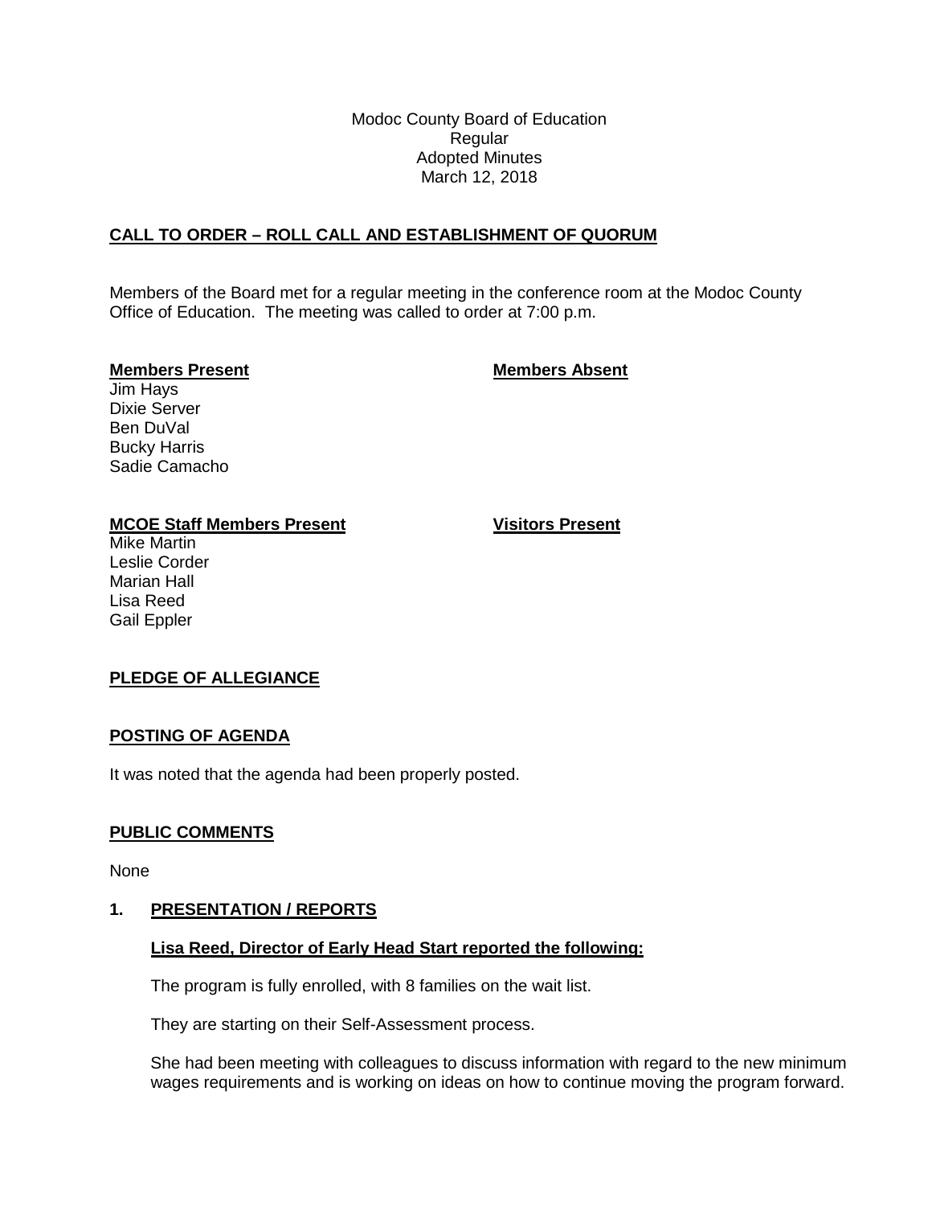Modoc County Board of Education
Regular
Adopted Minutes
March 12, 2018

## CALL TO ORDER – ROLL CALL AND ESTABLISHMENT OF QUORUM

Members of the Board met for a regular meeting in the conference room at the Modoc County Office of Education. The meeting was called to order at 7:00 p.m.

**Members Present**

Jim Hays
Dixie Server
Ben DuVal
Bucky Harris
Sadie Camacho

**Members Absent**

**MCOE Staff Members Present**

Mike Martin
Leslie Corder
Marian Hall
Lisa Reed
Gail Eppler

**Visitors Present**

## PLEDGE OF ALLEGIANCE

## POSTING OF AGENDA

It was noted that the agenda had been properly posted.

## PUBLIC COMMENTS

None

## 1. PRESENTATION / REPORTS

### Lisa Reed, Director of Early Head Start reported the following:

The program is fully enrolled, with 8 families on the wait list.

They are starting on their Self-Assessment process.

She had been meeting with colleagues to discuss information with regard to the new minimum wages requirements and is working on ideas on how to continue moving the program forward.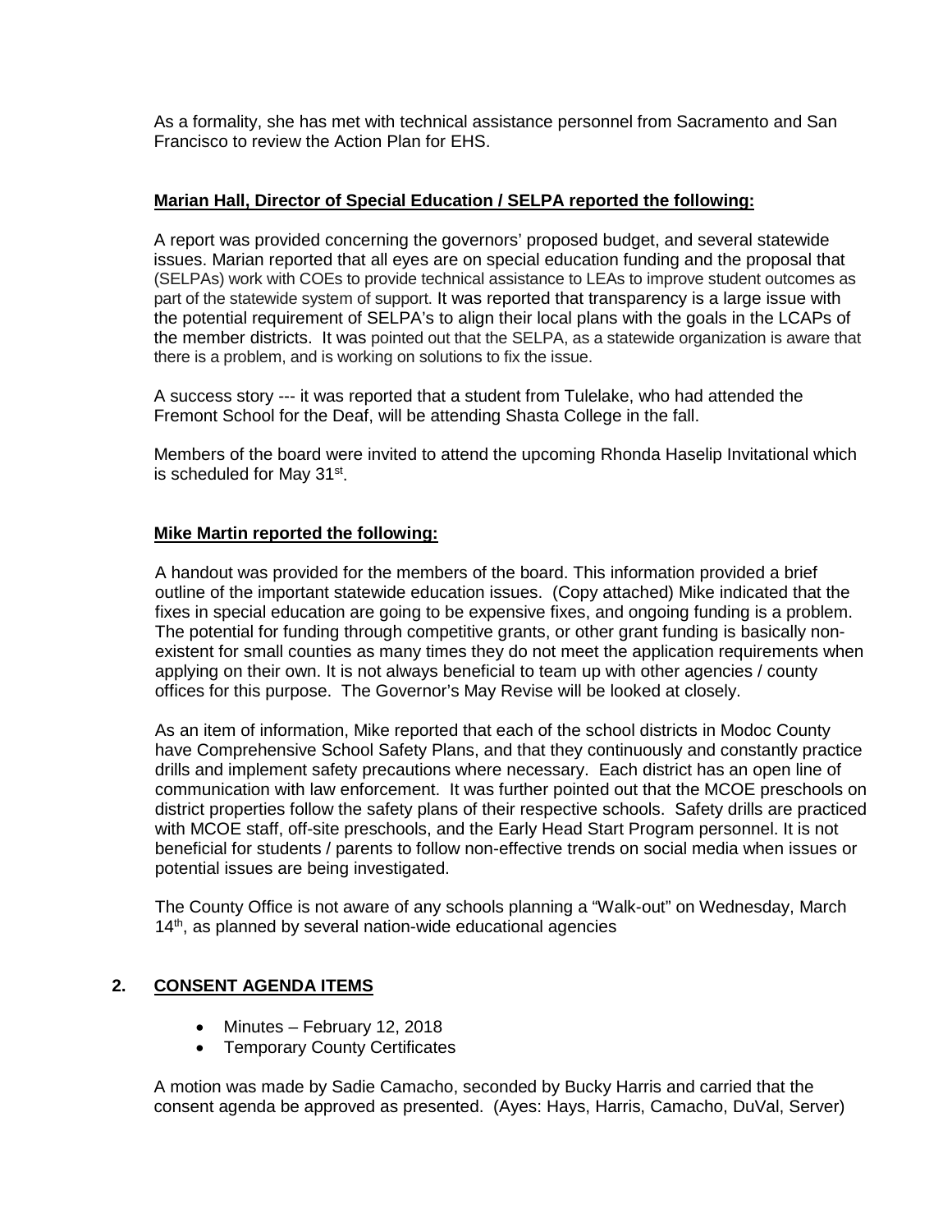As a formality, she has met with technical assistance personnel from Sacramento and San Francisco to review the Action Plan for EHS.

**Marian Hall, Director of Special Education / SELPA reported the following:**

A report was provided concerning the governors' proposed budget, and several statewide issues. Marian reported that all eyes are on special education funding and the proposal that (SELPAs) work with COEs to provide technical assistance to LEAs to improve student outcomes as part of the statewide system of support. It was reported that transparency is a large issue with the potential requirement of SELPA's to align their local plans with the goals in the LCAPs of the member districts. It was pointed out that the SELPA, as a statewide organization is aware that there is a problem, and is working on solutions to fix the issue.

A success story --- it was reported that a student from Tulelake, who had attended the Fremont School for the Deaf, will be attending Shasta College in the fall.

Members of the board were invited to attend the upcoming Rhonda Haselip Invitational which is scheduled for May 31st.

**Mike Martin reported the following:**

A handout was provided for the members of the board. This information provided a brief outline of the important statewide education issues. (Copy attached) Mike indicated that the fixes in special education are going to be expensive fixes, and ongoing funding is a problem. The potential for funding through competitive grants, or other grant funding is basically non-existent for small counties as many times they do not meet the application requirements when applying on their own. It is not always beneficial to team up with other agencies / county offices for this purpose. The Governor's May Revise will be looked at closely.

As an item of information, Mike reported that each of the school districts in Modoc County have Comprehensive School Safety Plans, and that they continuously and constantly practice drills and implement safety precautions where necessary. Each district has an open line of communication with law enforcement. It was further pointed out that the MCOE preschools on district properties follow the safety plans of their respective schools. Safety drills are practiced with MCOE staff, off-site preschools, and the Early Head Start Program personnel. It is not beneficial for students / parents to follow non-effective trends on social media when issues or potential issues are being investigated.

The County Office is not aware of any schools planning a "Walk-out" on Wednesday, March 14th, as planned by several nation-wide educational agencies

## 2. CONSENT AGENDA ITEMS

- Minutes – February 12, 2018
- Temporary County Certificates

A motion was made by Sadie Camacho, seconded by Bucky Harris and carried that the consent agenda be approved as presented. (Ayes: Hays, Harris, Camacho, DuVal, Server)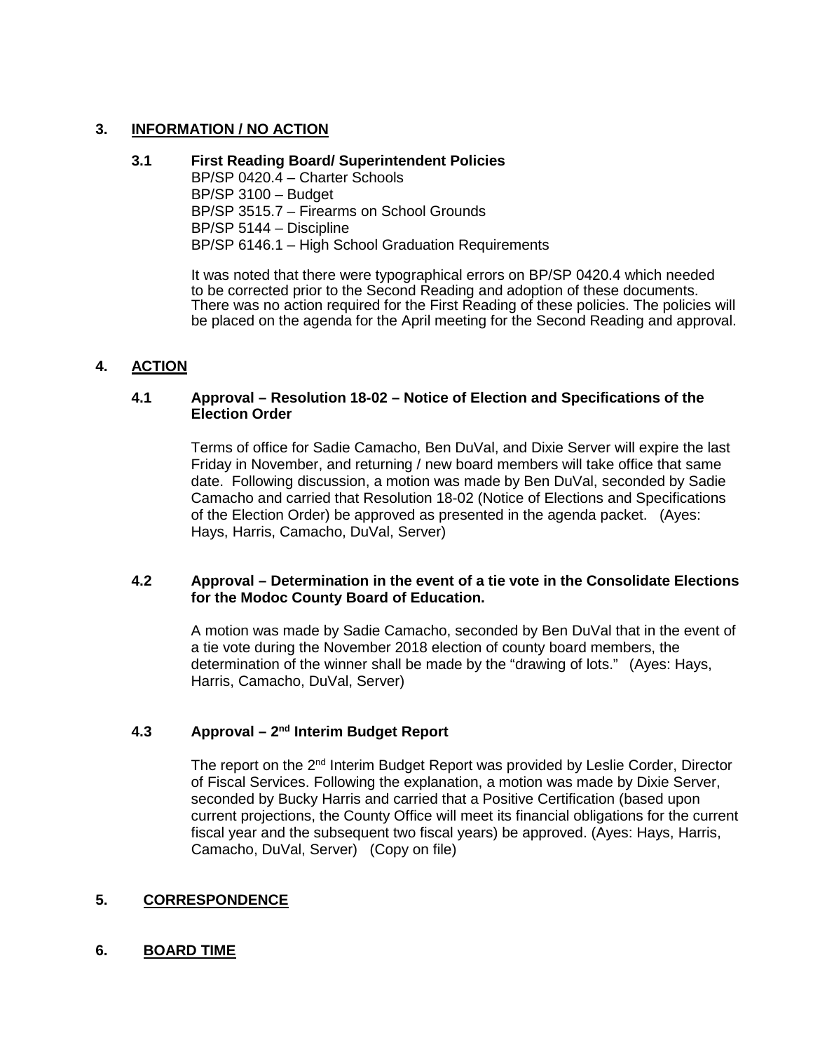## 3. INFORMATION / NO ACTION

### 3.1 First Reading Board/ Superintendent Policies

BP/SP 0420.4 – Charter Schools
BP/SP 3100 – Budget
BP/SP 3515.7 – Firearms on School Grounds
BP/SP 5144 – Discipline
BP/SP 6146.1 – High School Graduation Requirements

It was noted that there were typographical errors on BP/SP 0420.4 which needed to be corrected prior to the Second Reading and adoption of these documents. There was no action required for the First Reading of these policies. The policies will be placed on the agenda for the April meeting for the Second Reading and approval.

## 4. ACTION

### 4.1 Approval – Resolution 18-02 – Notice of Election and Specifications of the Election Order

Terms of office for Sadie Camacho, Ben DuVal, and Dixie Server will expire the last Friday in November, and returning / new board members will take office that same date. Following discussion, a motion was made by Ben DuVal, seconded by Sadie Camacho and carried that Resolution 18-02 (Notice of Elections and Specifications of the Election Order) be approved as presented in the agenda packet. (Ayes: Hays, Harris, Camacho, DuVal, Server)

### 4.2 Approval – Determination in the event of a tie vote in the Consolidate Elections for the Modoc County Board of Education.

A motion was made by Sadie Camacho, seconded by Ben DuVal that in the event of a tie vote during the November 2018 election of county board members, the determination of the winner shall be made by the "drawing of lots." (Ayes: Hays, Harris, Camacho, DuVal, Server)

### 4.3 Approval – 2nd Interim Budget Report

The report on the 2nd Interim Budget Report was provided by Leslie Corder, Director of Fiscal Services. Following the explanation, a motion was made by Dixie Server, seconded by Bucky Harris and carried that a Positive Certification (based upon current projections, the County Office will meet its financial obligations for the current fiscal year and the subsequent two fiscal years) be approved. (Ayes: Hays, Harris, Camacho, DuVal, Server) (Copy on file)

## 5. CORRESPONDENCE

## 6. BOARD TIME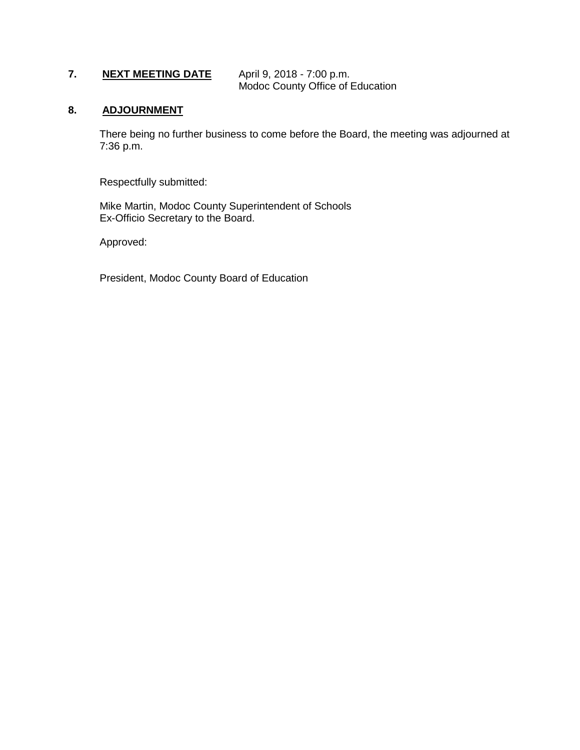**7. <u>NEXT MEETING DATE</u>** April 9, 2018 - 7:00 p.m.
Modoc County Office of Education

**8. <u>ADJOURNMENT</u>**

There being no further business to come before the Board, the meeting was adjourned at 7:36 p.m.

Respectfully submitted:

Mike Martin, Modoc County Superintendent of Schools
Ex-Officio Secretary to the Board.

Approved:

President, Modoc County Board of Education